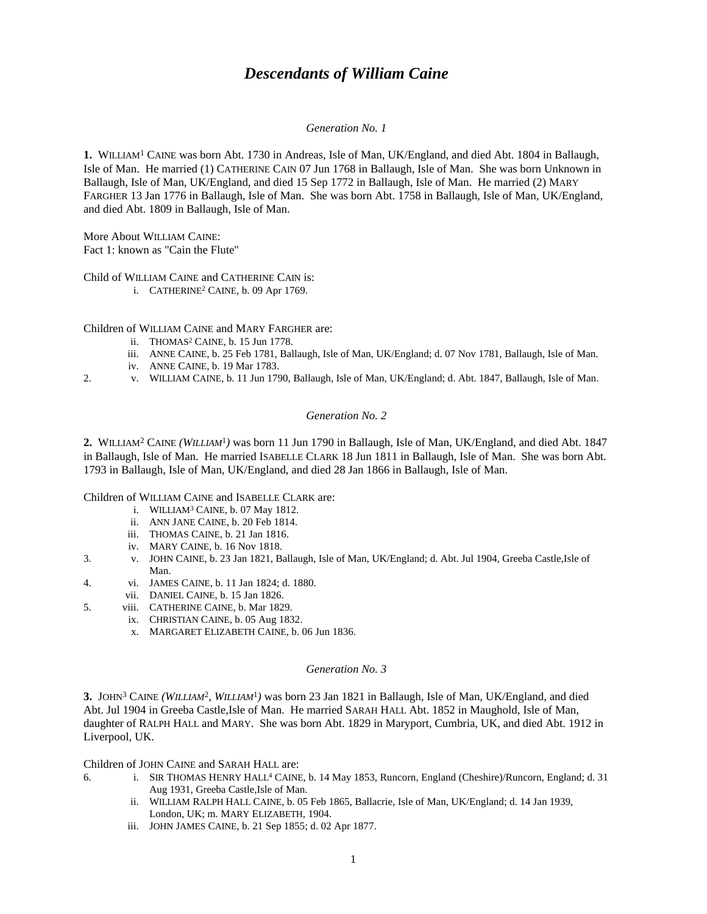# *Descendants of William Caine*

*Generation No. 1*

**1.** WILLIAM[1] CAINE was born Abt. 1730 in Andreas, Isle of Man, UK/England, and died Abt. 1804 in Ballaugh, Isle of Man. He married (1) CATHERINE CAIN 07 Jun 1768 in Ballaugh, Isle of Man. She was born Unknown in Ballaugh, Isle of Man, UK/England, and died 15 Sep 1772 in Ballaugh, Isle of Man. He married (2) MARY FARGHER 13 Jan 1776 in Ballaugh, Isle of Man. She was born Abt. 1758 in Ballaugh, Isle of Man, UK/England, and died Abt. 1809 in Ballaugh, Isle of Man.

More About WILLIAM CAINE:
Fact 1: known as "Cain the Flute"

Child of WILLIAM CAINE and CATHERINE CAIN is:

- i. CATHERINE[2] CAINE, b. 09 Apr 1769.

Children of WILLIAM CAINE and MARY FARGHER are:

- ii. THOMAS[2] CAINE, b. 15 Jun 1778.
- iii. ANNE CAINE, b. 25 Feb 1781, Ballaugh, Isle of Man, UK/England; d. 07 Nov 1781, Ballaugh, Isle of Man.
- iv. ANNE CAINE, b. 19 Mar 1783.
- 2. v. WILLIAM CAINE, b. 11 Jun 1790, Ballaugh, Isle of Man, UK/England; d. Abt. 1847, Ballaugh, Isle of Man.

*Generation No. 2*

**2.** WILLIAM[2] CAINE *(WILLIAM[1])* was born 11 Jun 1790 in Ballaugh, Isle of Man, UK/England, and died Abt. 1847 in Ballaugh, Isle of Man. He married ISABELLE CLARK 18 Jun 1811 in Ballaugh, Isle of Man. She was born Abt. 1793 in Ballaugh, Isle of Man, UK/England, and died 28 Jan 1866 in Ballaugh, Isle of Man.

Children of WILLIAM CAINE and ISABELLE CLARK are:

- i. WILLIAM[3] CAINE, b. 07 May 1812.
- ii. ANN JANE CAINE, b. 20 Feb 1814.
- iii. THOMAS CAINE, b. 21 Jan 1816.
- iv. MARY CAINE, b. 16 Nov 1818.
- 3. v. JOHN CAINE, b. 23 Jan 1821, Ballaugh, Isle of Man, UK/England; d. Abt. Jul 1904, Greeba Castle,Isle of Man.
- 4. vi. JAMES CAINE, b. 11 Jan 1824; d. 1880.
- vii. DANIEL CAINE, b. 15 Jan 1826.
- 5. viii. CATHERINE CAINE, b. Mar 1829.
- ix. CHRISTIAN CAINE, b. 05 Aug 1832.
- x. MARGARET ELIZABETH CAINE, b. 06 Jun 1836.

*Generation No. 3*

**3.** JOHN[3] CAINE *(WILLIAM[2], WILLIAM[1])* was born 23 Jan 1821 in Ballaugh, Isle of Man, UK/England, and died Abt. Jul 1904 in Greeba Castle,Isle of Man. He married SARAH HALL Abt. 1852 in Maughold, Isle of Man, daughter of RALPH HALL and MARY. She was born Abt. 1829 in Maryport, Cumbria, UK, and died Abt. 1912 in Liverpool, UK.

Children of JOHN CAINE and SARAH HALL are:

- 6. i. SIR THOMAS HENRY HALL[4] CAINE, b. 14 May 1853, Runcorn, England (Cheshire)/Runcorn, England; d. 31 Aug 1931, Greeba Castle,Isle of Man.
- ii. WILLIAM RALPH HALL CAINE, b. 05 Feb 1865, Ballacrie, Isle of Man, UK/England; d. 14 Jan 1939, London, UK; m. MARY ELIZABETH, 1904.
- iii. JOHN JAMES CAINE, b. 21 Sep 1855; d. 02 Apr 1877.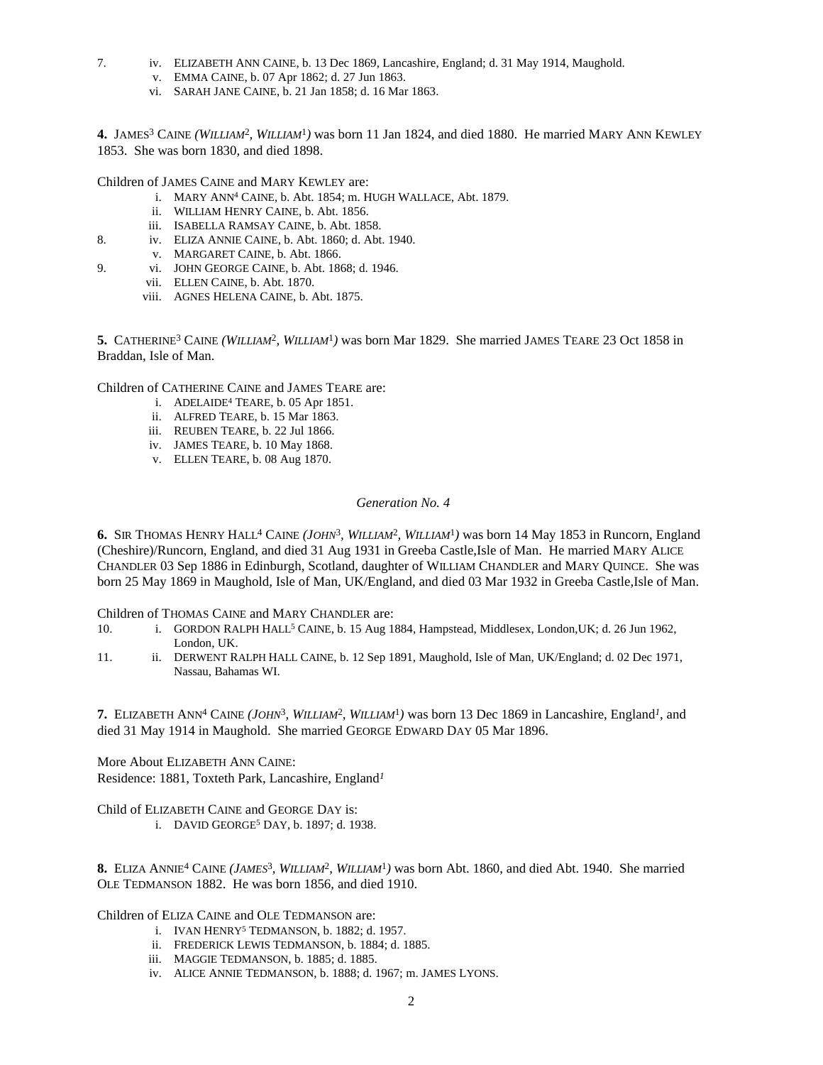7. iv. ELIZABETH ANN CAINE, b. 13 Dec 1869, Lancashire, England; d. 31 May 1914, Maughold.
   v. EMMA CAINE, b. 07 Apr 1862; d. 27 Jun 1863.
   vi. SARAH JANE CAINE, b. 21 Jan 1858; d. 16 Mar 1863.

**4.** JAMES[3] CAINE *(WILLIAM[2], WILLIAM[1])* was born 11 Jan 1824, and died 1880. He married MARY ANN KEWLEY 1853. She was born 1830, and died 1898.

Children of JAMES CAINE and MARY KEWLEY are:

   i. MARY ANN[4] CAINE, b. Abt. 1854; m. HUGH WALLACE, Abt. 1879.
   ii. WILLIAM HENRY CAINE, b. Abt. 1856.
   iii. ISABELLA RAMSAY CAINE, b. Abt. 1858.
8. iv. ELIZA ANNIE CAINE, b. Abt. 1860; d. Abt. 1940.
   v. MARGARET CAINE, b. Abt. 1866.
9. vi. JOHN GEORGE CAINE, b. Abt. 1868; d. 1946.
   vii. ELLEN CAINE, b. Abt. 1870.
   viii. AGNES HELENA CAINE, b. Abt. 1875.

**5.** CATHERINE[3] CAINE *(WILLIAM[2], WILLIAM[1])* was born Mar 1829. She married JAMES TEARE 23 Oct 1858 in Braddan, Isle of Man.

Children of CATHERINE CAINE and JAMES TEARE are:

   i. ADELAIDE[4] TEARE, b. 05 Apr 1851.
   ii. ALFRED TEARE, b. 15 Mar 1863.
   iii. REUBEN TEARE, b. 22 Jul 1866.
   iv. JAMES TEARE, b. 10 May 1868.
   v. ELLEN TEARE, b. 08 Aug 1870.

### *Generation No. 4*

**6.** SIR THOMAS HENRY HALL[4] CAINE *(JOHN[3], WILLIAM[2], WILLIAM[1])* was born 14 May 1853 in Runcorn, England (Cheshire)/Runcorn, England, and died 31 Aug 1931 in Greeba Castle,Isle of Man. He married MARY ALICE CHANDLER 03 Sep 1886 in Edinburgh, Scotland, daughter of WILLIAM CHANDLER and MARY QUINCE. She was born 25 May 1869 in Maughold, Isle of Man, UK/England, and died 03 Mar 1932 in Greeba Castle,Isle of Man.

Children of THOMAS CAINE and MARY CHANDLER are:

10. i. GORDON RALPH HALL[5] CAINE, b. 15 Aug 1884, Hampstead, Middlesex, London,UK; d. 26 Jun 1962, London, UK.
11. ii. DERWENT RALPH HALL CAINE, b. 12 Sep 1891, Maughold, Isle of Man, UK/England; d. 02 Dec 1971, Nassau, Bahamas WI.

**7.** ELIZABETH ANN[4] CAINE *(JOHN[3], WILLIAM[2], WILLIAM[1])* was born 13 Dec 1869 in Lancashire, England[1], and died 31 May 1914 in Maughold. She married GEORGE EDWARD DAY 05 Mar 1896.

More About ELIZABETH ANN CAINE:
Residence: 1881, Toxteth Park, Lancashire, England[1]

Child of ELIZABETH CAINE and GEORGE DAY is:

   i. DAVID GEORGE[5] DAY, b. 1897; d. 1938.

**8.** ELIZA ANNIE[4] CAINE *(JAMES[3], WILLIAM[2], WILLIAM[1])* was born Abt. 1860, and died Abt. 1940. She married OLE TEDMANSON 1882. He was born 1856, and died 1910.

Children of ELIZA CAINE and OLE TEDMANSON are:

   i. IVAN HENRY[5] TEDMANSON, b. 1882; d. 1957.
   ii. FREDERICK LEWIS TEDMANSON, b. 1884; d. 1885.
   iii. MAGGIE TEDMANSON, b. 1885; d. 1885.
   iv. ALICE ANNIE TEDMANSON, b. 1888; d. 1967; m. JAMES LYONS.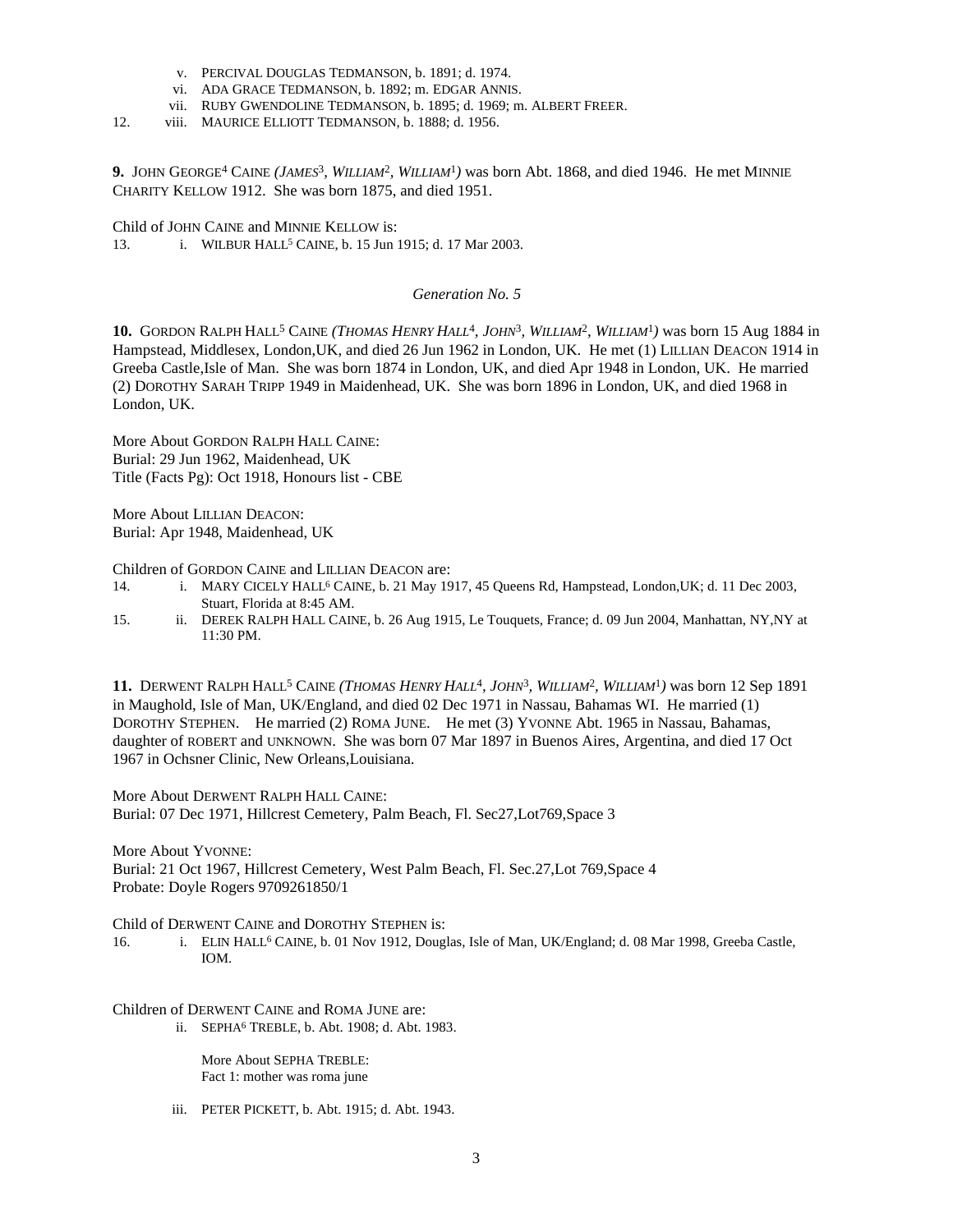v. Percival Douglas Tedmanson, b. 1891; d. 1974.
vi. Ada Grace Tedmanson, b. 1892; m. Edgar Annis.
vii. Ruby Gwendoline Tedmanson, b. 1895; d. 1969; m. Albert Freer.
12. viii. Maurice Elliott Tedmanson, b. 1888; d. 1956.

**9.** John George[4] Caine *(James[3], William[2], William[1])* was born Abt. 1868, and died 1946. He met Minnie Charity Kellow 1912. She was born 1875, and died 1951.

Child of John Caine and Minnie Kellow is:
13. i. Wilbur Hall[5] Caine, b. 15 Jun 1915; d. 17 Mar 2003.

*Generation No. 5*

**10.** Gordon Ralph Hall[5] Caine *(Thomas Henry Hall[4], John[3], William[2], William[1])* was born 15 Aug 1884 in Hampstead, Middlesex, London,UK, and died 26 Jun 1962 in London, UK. He met (1) Lillian Deacon 1914 in Greeba Castle,Isle of Man. She was born 1874 in London, UK, and died Apr 1948 in London, UK. He married (2) Dorothy Sarah Tripp 1949 in Maidenhead, UK. She was born 1896 in London, UK, and died 1968 in London, UK.

More About Gordon Ralph Hall Caine:
Burial: 29 Jun 1962, Maidenhead, UK
Title (Facts Pg): Oct 1918, Honours list - CBE

More About Lillian Deacon:
Burial: Apr 1948, Maidenhead, UK

Children of Gordon Caine and Lillian Deacon are:
14. i. Mary Cicely Hall[6] Caine, b. 21 May 1917, 45 Queens Rd, Hampstead, London,UK; d. 11 Dec 2003, Stuart, Florida at 8:45 AM.
15. ii. Derek Ralph Hall Caine, b. 26 Aug 1915, Le Touquets, France; d. 09 Jun 2004, Manhattan, NY,NY at 11:30 PM.

**11.** Derwent Ralph Hall[5] Caine *(Thomas Henry Hall[4], John[3], William[2], William[1])* was born 12 Sep 1891 in Maughold, Isle of Man, UK/England, and died 02 Dec 1971 in Nassau, Bahamas WI. He married (1) Dorothy Stephen. He married (2) Roma June. He met (3) Yvonne Abt. 1965 in Nassau, Bahamas, daughter of Robert and Unknown. She was born 07 Mar 1897 in Buenos Aires, Argentina, and died 17 Oct 1967 in Ochsner Clinic, New Orleans,Louisiana.

More About Derwent Ralph Hall Caine:
Burial: 07 Dec 1971, Hillcrest Cemetery, Palm Beach, Fl. Sec27,Lot769,Space 3

More About Yvonne:
Burial: 21 Oct 1967, Hillcrest Cemetery, West Palm Beach, Fl. Sec.27,Lot 769,Space 4
Probate: Doyle Rogers 9709261850/1

Child of Derwent Caine and Dorothy Stephen is:
16. i. Elin Hall[6] Caine, b. 01 Nov 1912, Douglas, Isle of Man, UK/England; d. 08 Mar 1998, Greeba Castle, IOM.

Children of Derwent Caine and Roma June are:
ii. Sepha[6] Treble, b. Abt. 1908; d. Abt. 1983.

More About Sepha Treble:
Fact 1: mother was roma june

iii. Peter Pickett, b. Abt. 1915; d. Abt. 1943.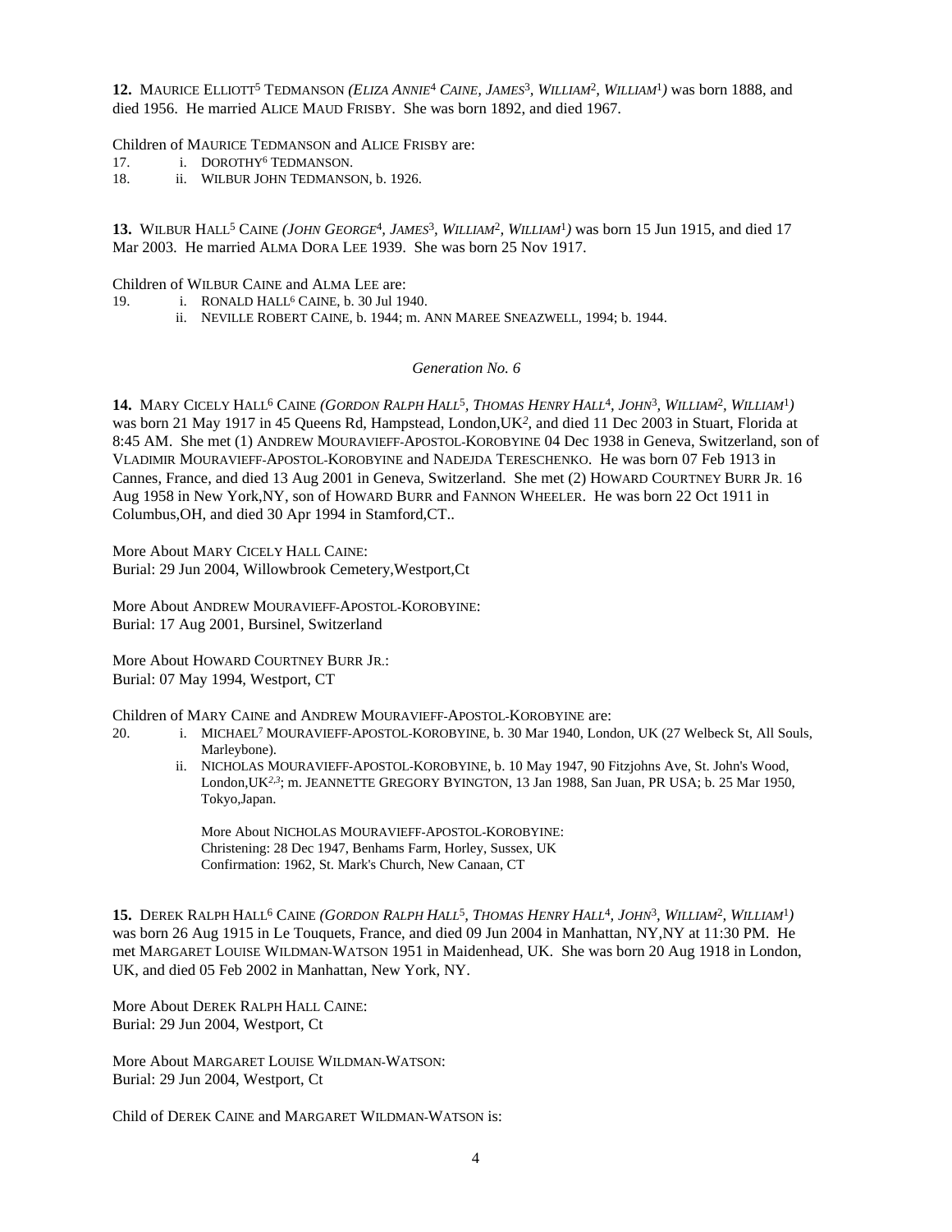**12.** MAURICE ELLIOTT[5] TEDMANSON *(ELIZA ANNIE[4] CAINE, JAMES[3], WILLIAM[2], WILLIAM[1])* was born 1888, and died 1956. He married ALICE MAUD FRISBY. She was born 1892, and died 1967.

Children of MAURICE TEDMANSON and ALICE FRISBY are:

17. i. DOROTHY[6] TEDMANSON.
18. ii. WILBUR JOHN TEDMANSON, b. 1926.

**13.** WILBUR HALL[5] CAINE *(JOHN GEORGE[4], JAMES[3], WILLIAM[2], WILLIAM[1])* was born 15 Jun 1915, and died 17 Mar 2003. He married ALMA DORA LEE 1939. She was born 25 Nov 1917.

Children of WILBUR CAINE and ALMA LEE are:

19. i. RONALD HALL[6] CAINE, b. 30 Jul 1940.
    ii. NEVILLE ROBERT CAINE, b. 1944; m. ANN MAREE SNEAZWELL, 1994; b. 1944.

*Generation No. 6*

**14.** MARY CICELY HALL[6] CAINE *(GORDON RALPH HALL[5], THOMAS HENRY HALL[4], JOHN[3], WILLIAM[2], WILLIAM[1])* was born 21 May 1917 in 45 Queens Rd, Hampstead, London,UK[2], and died 11 Dec 2003 in Stuart, Florida at 8:45 AM. She met (1) ANDREW MOURAVIEFF-APOSTOL-KOROBYINE 04 Dec 1938 in Geneva, Switzerland, son of VLADIMIR MOURAVIEFF-APOSTOL-KOROBYINE and NADEJDA TERESCHENKO. He was born 07 Feb 1913 in Cannes, France, and died 13 Aug 2001 in Geneva, Switzerland. She met (2) HOWARD COURTNEY BURR JR. 16 Aug 1958 in New York,NY, son of HOWARD BURR and FANNON WHEELER. He was born 22 Oct 1911 in Columbus,OH, and died 30 Apr 1994 in Stamford,CT..

More About MARY CICELY HALL CAINE:
Burial: 29 Jun 2004, Willowbrook Cemetery,Westport,Ct

More About ANDREW MOURAVIEFF-APOSTOL-KOROBYINE:
Burial: 17 Aug 2001, Bursinel, Switzerland

More About HOWARD COURTNEY BURR JR.:
Burial: 07 May 1994, Westport, CT

Children of MARY CAINE and ANDREW MOURAVIEFF-APOSTOL-KOROBYINE are:

20. i. MICHAEL[7] MOURAVIEFF-APOSTOL-KOROBYINE, b. 30 Mar 1940, London, UK (27 Welbeck St, All Souls, Marleybone).
    ii. NICHOLAS MOURAVIEFF-APOSTOL-KOROBYINE, b. 10 May 1947, 90 Fitzjohns Ave, St. John's Wood, London,UK[2,3]; m. JEANNETTE GREGORY BYINGTON, 13 Jan 1988, San Juan, PR USA; b. 25 Mar 1950, Tokyo,Japan.

    More About NICHOLAS MOURAVIEFF-APOSTOL-KOROBYINE:
    Christening: 28 Dec 1947, Benhams Farm, Horley, Sussex, UK
    Confirmation: 1962, St. Mark's Church, New Canaan, CT

**15.** DEREK RALPH HALL[6] CAINE *(GORDON RALPH HALL[5], THOMAS HENRY HALL[4], JOHN[3], WILLIAM[2], WILLIAM[1])* was born 26 Aug 1915 in Le Touquets, France, and died 09 Jun 2004 in Manhattan, NY,NY at 11:30 PM. He met MARGARET LOUISE WILDMAN-WATSON 1951 in Maidenhead, UK. She was born 20 Aug 1918 in London, UK, and died 05 Feb 2002 in Manhattan, New York, NY.

More About DEREK RALPH HALL CAINE:
Burial: 29 Jun 2004, Westport, Ct

More About MARGARET LOUISE WILDMAN-WATSON:
Burial: 29 Jun 2004, Westport, Ct

Child of DEREK CAINE and MARGARET WILDMAN-WATSON is: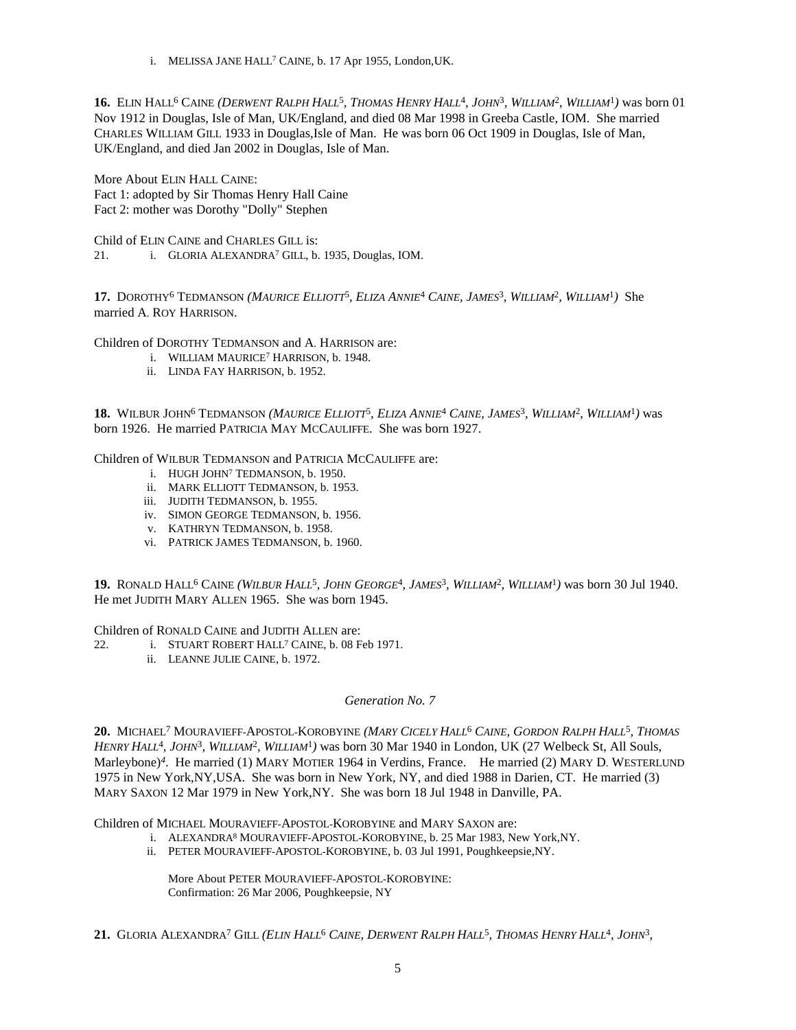i. MELISSA JANE HALL[7] CAINE, b. 17 Apr 1955, London,UK.

**16.** ELIN HALL[6] CAINE *(DERWENT RALPH HALL[5], THOMAS HENRY HALL[4], JOHN[3], WILLIAM[2], WILLIAM[1])* was born 01 Nov 1912 in Douglas, Isle of Man, UK/England, and died 08 Mar 1998 in Greeba Castle, IOM. She married CHARLES WILLIAM GILL 1933 in Douglas,Isle of Man. He was born 06 Oct 1909 in Douglas, Isle of Man, UK/England, and died Jan 2002 in Douglas, Isle of Man.

More About ELIN HALL CAINE:
Fact 1: adopted by Sir Thomas Henry Hall Caine
Fact 2: mother was Dorothy "Dolly" Stephen

Child of ELIN CAINE and CHARLES GILL is:
21. i. GLORIA ALEXANDRA[7] GILL, b. 1935, Douglas, IOM.

**17.** DOROTHY[6] TEDMANSON *(MAURICE ELLIOTT[5], ELIZA ANNIE[4] CAINE, JAMES[3], WILLIAM[2], WILLIAM[1])* She married A. ROY HARRISON.

Children of DOROTHY TEDMANSON and A. HARRISON are:
i. WILLIAM MAURICE[7] HARRISON, b. 1948.
ii. LINDA FAY HARRISON, b. 1952.

**18.** WILBUR JOHN[6] TEDMANSON *(MAURICE ELLIOTT[5], ELIZA ANNIE[4] CAINE, JAMES[3], WILLIAM[2], WILLIAM[1])* was born 1926. He married PATRICIA MAY MCCAULIFFE. She was born 1927.

Children of WILBUR TEDMANSON and PATRICIA MCCAULIFFE are:
i. HUGH JOHN[7] TEDMANSON, b. 1950.
ii. MARK ELLIOTT TEDMANSON, b. 1953.
iii. JUDITH TEDMANSON, b. 1955.
iv. SIMON GEORGE TEDMANSON, b. 1956.
v. KATHRYN TEDMANSON, b. 1958.
vi. PATRICK JAMES TEDMANSON, b. 1960.

**19.** RONALD HALL[6] CAINE *(WILBUR HALL[5], JOHN GEORGE[4], JAMES[3], WILLIAM[2], WILLIAM[1])* was born 30 Jul 1940. He met JUDITH MARY ALLEN 1965. She was born 1945.

Children of RONALD CAINE and JUDITH ALLEN are:
22. i. STUART ROBERT HALL[7] CAINE, b. 08 Feb 1971.
ii. LEANNE JULIE CAINE, b. 1972.

*Generation No. 7*

**20.** MICHAEL[7] MOURAVIEFF-APOSTOL-KOROBYINE *(MARY CICELY HALL[6] CAINE, GORDON RALPH HALL[5], THOMAS HENRY HALL[4], JOHN[3], WILLIAM[2], WILLIAM[1])* was born 30 Mar 1940 in London, UK (27 Welbeck St, All Souls, Marleybone)*[4]*. He married (1) MARY MOTIER 1964 in Verdins, France. He married (2) MARY D. WESTERLUND 1975 in New York,NY,USA. She was born in New York, NY, and died 1988 in Darien, CT. He married (3) MARY SAXON 12 Mar 1979 in New York,NY. She was born 18 Jul 1948 in Danville, PA.

Children of MICHAEL MOURAVIEFF-APOSTOL-KOROBYINE and MARY SAXON are:
i. ALEXANDRA[8] MOURAVIEFF-APOSTOL-KOROBYINE, b. 25 Mar 1983, New York,NY.
ii. PETER MOURAVIEFF-APOSTOL-KOROBYINE, b. 03 Jul 1991, Poughkeepsie,NY.

More About PETER MOURAVIEFF-APOSTOL-KOROBYINE:
Confirmation: 26 Mar 2006, Poughkeepsie, NY

**21.** GLORIA ALEXANDRA[7] GILL *(ELIN HALL[6] CAINE, DERWENT RALPH HALL[5], THOMAS HENRY HALL[4], JOHN[3],*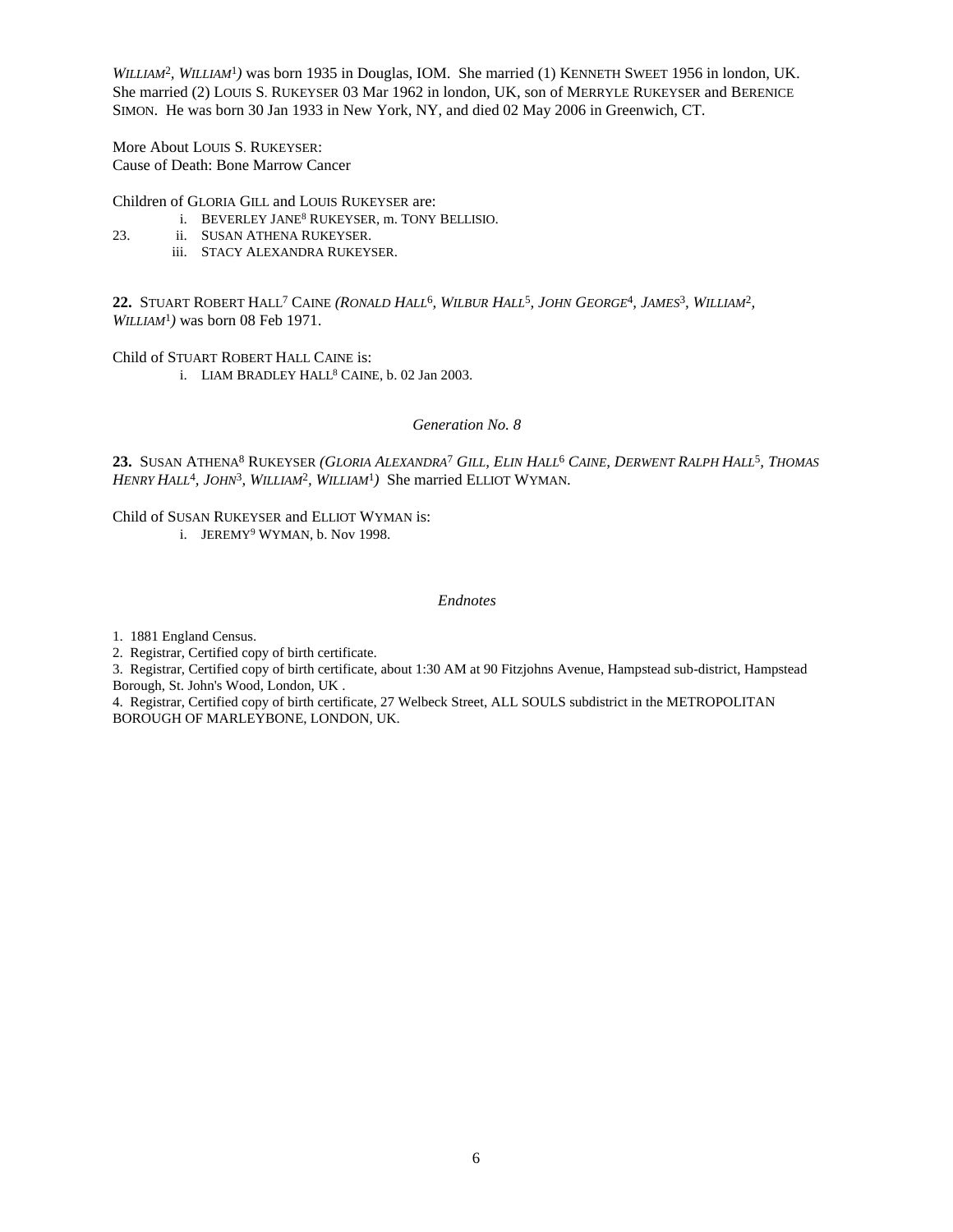*WILLIAM*[2], *WILLIAM*[1]*)* was born 1935 in Douglas, IOM. She married (1) KENNETH SWEET 1956 in london, UK. She married (2) LOUIS S. RUKEYSER 03 Mar 1962 in london, UK, son of MERRYLE RUKEYSER and BERENICE SIMON. He was born 30 Jan 1933 in New York, NY, and died 02 May 2006 in Greenwich, CT.

More About LOUIS S. RUKEYSER:
Cause of Death: Bone Marrow Cancer

Children of GLORIA GILL and LOUIS RUKEYSER are:

- i. BEVERLEY JANE[8] RUKEYSER, m. TONY BELLISIO.
- 23. ii. SUSAN ATHENA RUKEYSER.
- iii. STACY ALEXANDRA RUKEYSER.

**22.** STUART ROBERT HALL[7] CAINE *(RONALD HALL*[6]*, WILBUR HALL*[5]*, JOHN GEORGE*[4]*, JAMES*[3]*, WILLIAM*[2]*, WILLIAM*[1]*)* was born 08 Feb 1971.

Child of STUART ROBERT HALL CAINE is:

- i. LIAM BRADLEY HALL[8] CAINE, b. 02 Jan 2003.

*Generation No. 8*

**23.** SUSAN ATHENA[8] RUKEYSER *(GLORIA ALEXANDRA*[7] *GILL, ELIN HALL*[6] *CAINE, DERWENT RALPH HALL*[5]*, THOMAS HENRY HALL*[4]*, JOHN*[3]*, WILLIAM*[2]*, WILLIAM*[1]*)* She married ELLIOT WYMAN.

Child of SUSAN RUKEYSER and ELLIOT WYMAN is:

- i. JEREMY[9] WYMAN, b. Nov 1998.

*Endnotes*

1. 1881 England Census.
2. Registrar, Certified copy of birth certificate.
3. Registrar, Certified copy of birth certificate, about 1:30 AM at 90 Fitzjohns Avenue, Hampstead sub-district, Hampstead Borough, St. John's Wood, London, UK .
4. Registrar, Certified copy of birth certificate, 27 Welbeck Street, ALL SOULS subdistrict in the METROPOLITAN BOROUGH OF MARLEYBONE, LONDON, UK.